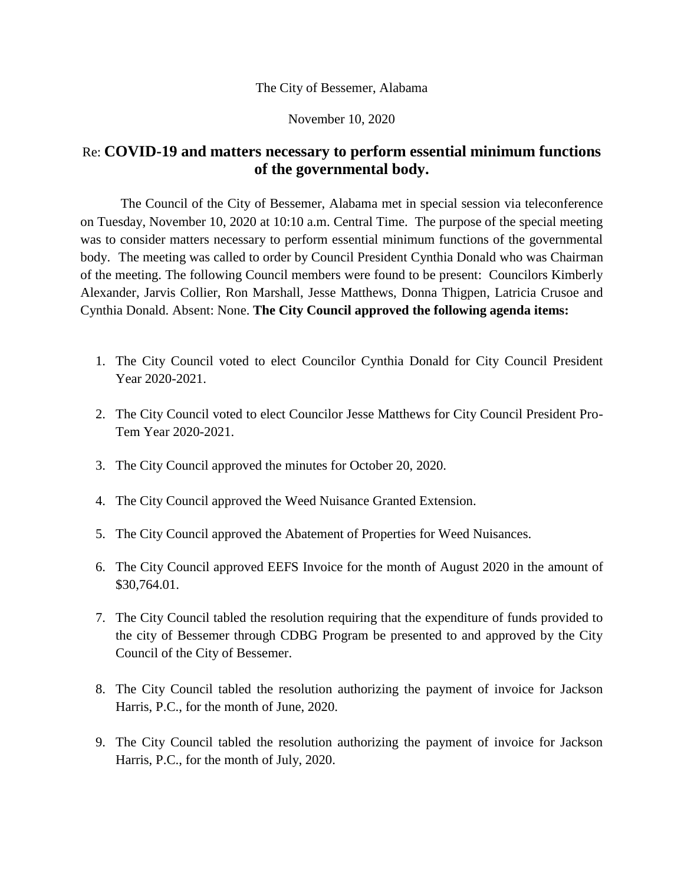The City of Bessemer, Alabama

November 10, 2020

## Re: **COVID-19 and matters necessary to perform essential minimum functions of the governmental body.**

The Council of the City of Bessemer, Alabama met in special session via teleconference on Tuesday, November 10, 2020 at 10:10 a.m. Central Time. The purpose of the special meeting was to consider matters necessary to perform essential minimum functions of the governmental body. The meeting was called to order by Council President Cynthia Donald who was Chairman of the meeting. The following Council members were found to be present: Councilors Kimberly Alexander, Jarvis Collier, Ron Marshall, Jesse Matthews, Donna Thigpen, Latricia Crusoe and Cynthia Donald. Absent: None. **The City Council approved the following agenda items:**

1. The City Council voted to elect Councilor Cynthia Donald for City Council President Year 2020-2021.
2. The City Council voted to elect Councilor Jesse Matthews for City Council President Pro-Tem Year 2020-2021.
3. The City Council approved the minutes for October 20, 2020.
4. The City Council approved the Weed Nuisance Granted Extension.
5. The City Council approved the Abatement of Properties for Weed Nuisances.
6. The City Council approved EEFS Invoice for the month of August 2020 in the amount of $30,764.01.
7. The City Council tabled the resolution requiring that the expenditure of funds provided to the city of Bessemer through CDBG Program be presented to and approved by the City Council of the City of Bessemer.
8. The City Council tabled the resolution authorizing the payment of invoice for Jackson Harris, P.C., for the month of June, 2020.
9. The City Council tabled the resolution authorizing the payment of invoice for Jackson Harris, P.C., for the month of July, 2020.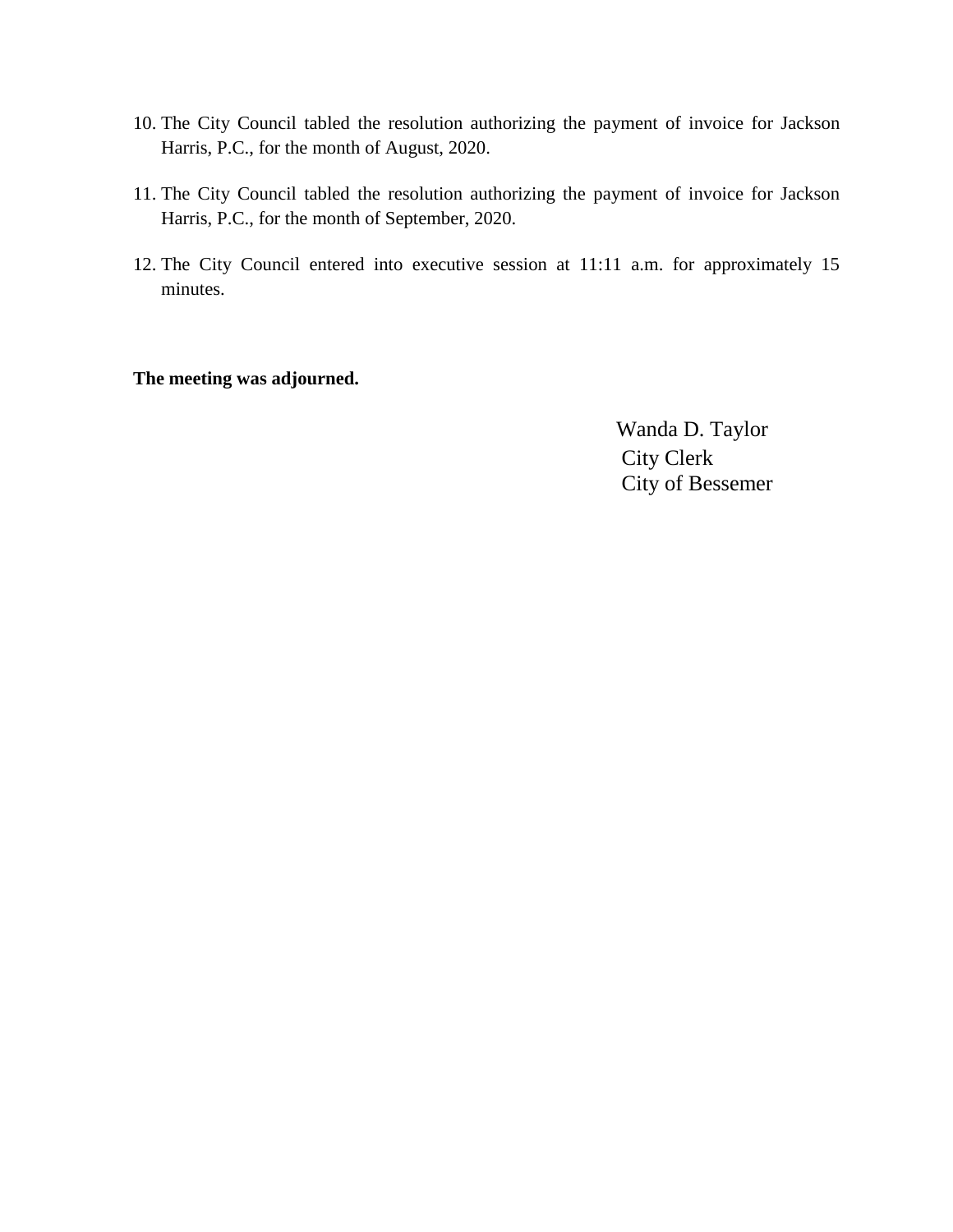10. The City Council tabled the resolution authorizing the payment of invoice for Jackson Harris, P.C., for the month of August, 2020.

11. The City Council tabled the resolution authorizing the payment of invoice for Jackson Harris, P.C., for the month of September, 2020.

12. The City Council entered into executive session at 11:11 a.m. for approximately 15 minutes.

**The meeting was adjourned.**

Wanda D. Taylor
City Clerk
City of Bessemer